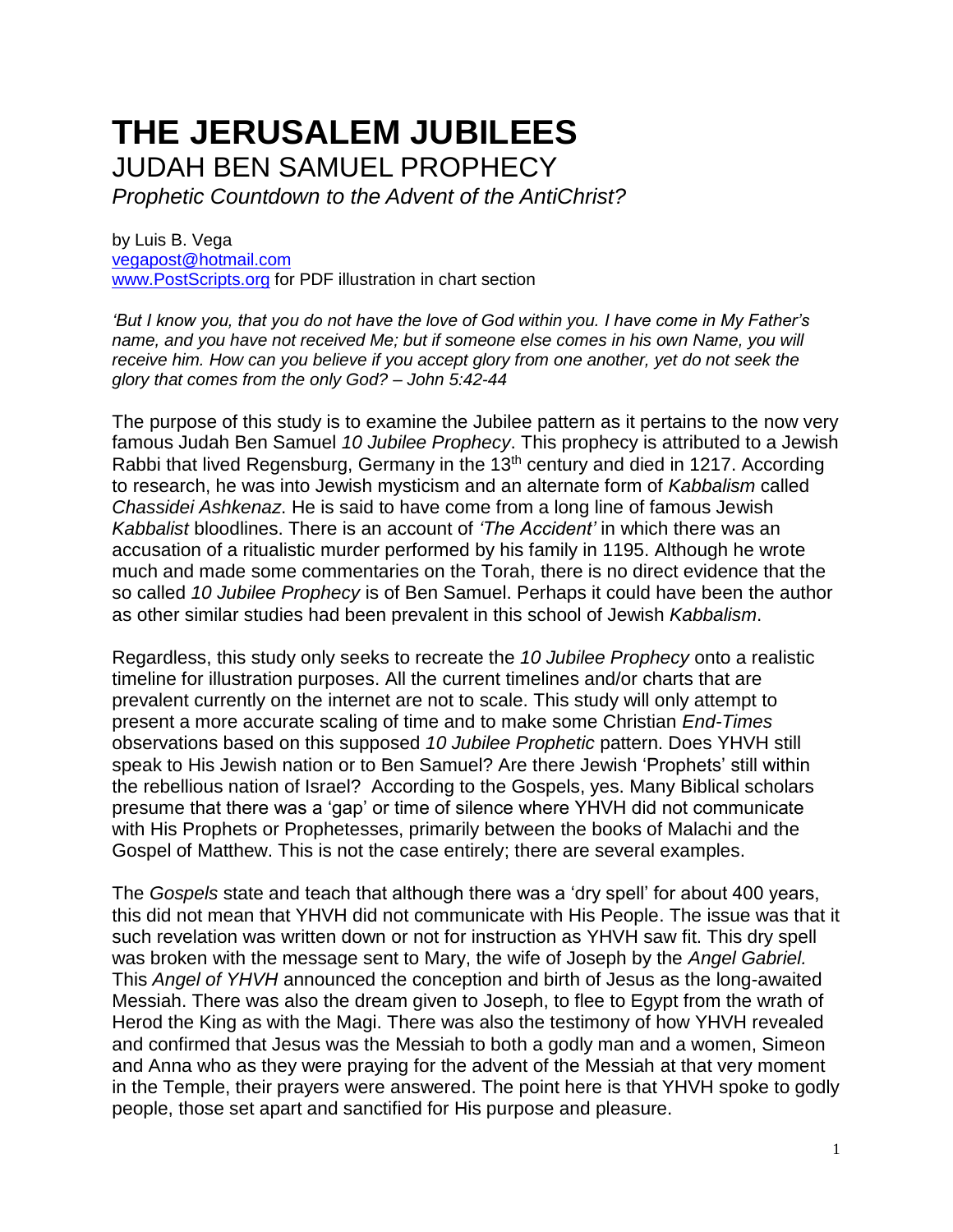# THE JERUSALEM JUBILEES

## JUDAH BEN SAMUEL PROPHECY

*Prophetic Countdown to the Advent of the AntiChrist?*

by Luis B. Vega
vegapost@hotmail.com
www.PostScripts.org for PDF illustration in chart section

*'But I know you, that you do not have the love of God within you. I have come in My Father's name, and you have not received Me; but if someone else comes in his own Name, you will receive him. How can you believe if you accept glory from one another, yet do not seek the glory that comes from the only God? – John 5:42-44*

The purpose of this study is to examine the Jubilee pattern as it pertains to the now very famous Judah Ben Samuel *10 Jubilee Prophecy*. This prophecy is attributed to a Jewish Rabbi that lived Regensburg, Germany in the 13th century and died in 1217. According to research, he was into Jewish mysticism and an alternate form of *Kabbalism* called *Chassidei Ashkenaz*. He is said to have come from a long line of famous Jewish *Kabbalist* bloodlines. There is an account of *'The Accident'* in which there was an accusation of a ritualistic murder performed by his family in 1195. Although he wrote much and made some commentaries on the Torah, there is no direct evidence that the so called *10 Jubilee Prophecy* is of Ben Samuel. Perhaps it could have been the author as other similar studies had been prevalent in this school of Jewish *Kabbalism*.

Regardless, this study only seeks to recreate the *10 Jubilee Prophecy* onto a realistic timeline for illustration purposes. All the current timelines and/or charts that are prevalent currently on the internet are not to scale. This study will only attempt to present a more accurate scaling of time and to make some Christian *End-Times* observations based on this supposed *10 Jubilee Prophetic* pattern. Does YHVH still speak to His Jewish nation or to Ben Samuel? Are there Jewish 'Prophets' still within the rebellious nation of Israel? According to the Gospels, yes. Many Biblical scholars presume that there was a 'gap' or time of silence where YHVH did not communicate with His Prophets or Prophetesses, primarily between the books of Malachi and the Gospel of Matthew. This is not the case entirely; there are several examples.

The *Gospels* state and teach that although there was a 'dry spell' for about 400 years, this did not mean that YHVH did not communicate with His People. The issue was that it such revelation was written down or not for instruction as YHVH saw fit. This dry spell was broken with the message sent to Mary, the wife of Joseph by the *Angel Gabriel.* This *Angel of YHVH* announced the conception and birth of Jesus as the long-awaited Messiah. There was also the dream given to Joseph, to flee to Egypt from the wrath of Herod the King as with the Magi. There was also the testimony of how YHVH revealed and confirmed that Jesus was the Messiah to both a godly man and a women, Simeon and Anna who as they were praying for the advent of the Messiah at that very moment in the Temple, their prayers were answered. The point here is that YHVH spoke to godly people, those set apart and sanctified for His purpose and pleasure.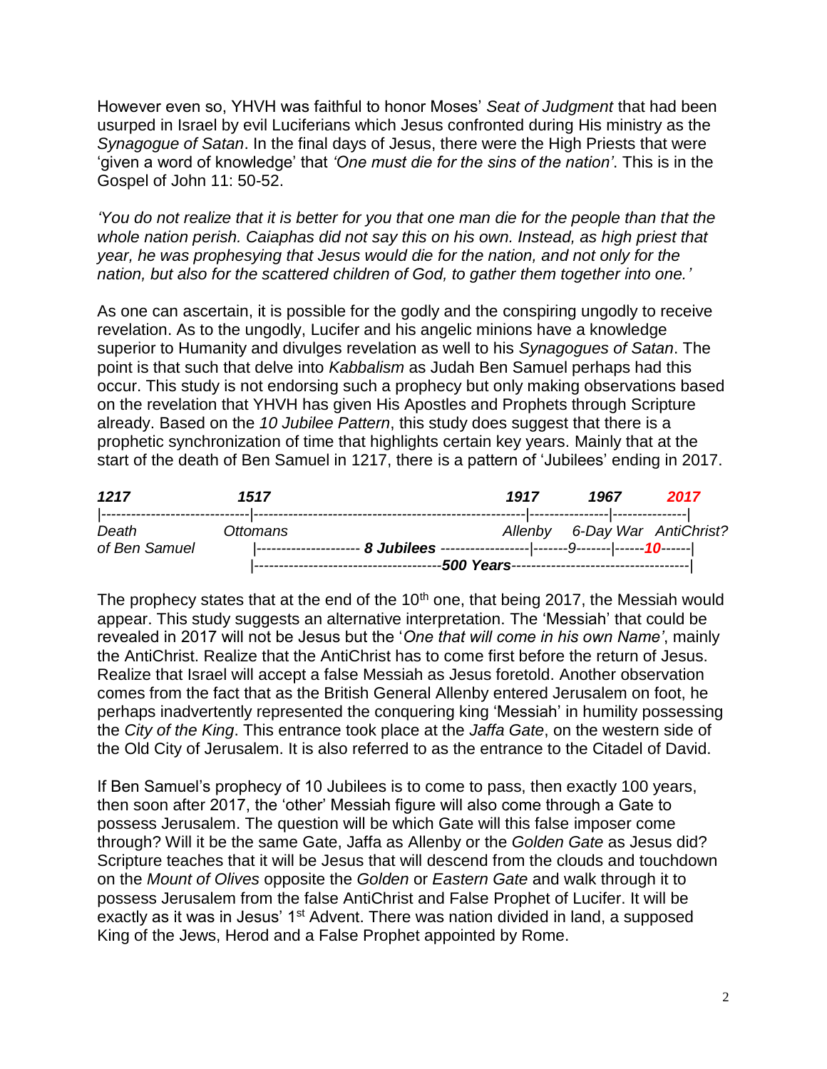However even so, YHVH was faithful to honor Moses' *Seat of Judgment* that had been usurped in Israel by evil Luciferians which Jesus confronted during His ministry as the *Synagogue of Satan*. In the final days of Jesus, there were the High Priests that were 'given a word of knowledge' that *'One must die for the sins of the nation'*. This is in the Gospel of John 11: 50-52.

*'You do not realize that it is better for you that one man die for the people than that the whole nation perish. Caiaphas did not say this on his own. Instead, as high priest that year, he was prophesying that Jesus would die for the nation, and not only for the nation, but also for the scattered children of God, to gather them together into one.'*

As one can ascertain, it is possible for the godly and the conspiring ungodly to receive revelation. As to the ungodly, Lucifer and his angelic minions have a knowledge superior to Humanity and divulges revelation as well to his *Synagogues of Satan*. The point is that such that delve into *Kabbalism* as Judah Ben Samuel perhaps had this occur. This study is not endorsing such a prophecy but only making observations based on the revelation that YHVH has given His Apostles and Prophets through Scripture already. Based on the *10 Jubilee Pattern*, this study does suggest that there is a prophetic synchronization of time that highlights certain key years. Mainly that at the start of the death of Ben Samuel in 1217, there is a pattern of 'Jubilees' ending in 2017.

```
1217                 1517                                      1917        1967        2017
|-------------------|-----------------------------------------|-----------|-----------|
Death                Ottomans                                  Allenby     6-Day War   AntiChrist?
of Ben Samuel        |---------------- 8 Jubilees ------------|-----9-----|-----10----|
                     |----------------------------500 Years------------------------------|
```

The prophecy states that at the end of the 10th one, that being 2017, the Messiah would appear. This study suggests an alternative interpretation. The 'Messiah' that could be revealed in 2017 will not be Jesus but the '*One that will come in his own Name'*, mainly the AntiChrist. Realize that the AntiChrist has to come first before the return of Jesus. Realize that Israel will accept a false Messiah as Jesus foretold. Another observation comes from the fact that as the British General Allenby entered Jerusalem on foot, he perhaps inadvertently represented the conquering king 'Messiah' in humility possessing the *City of the King*. This entrance took place at the *Jaffa Gate*, on the western side of the Old City of Jerusalem. It is also referred to as the entrance to the Citadel of David.

If Ben Samuel's prophecy of 10 Jubilees is to come to pass, then exactly 100 years, then soon after 2017, the 'other' Messiah figure will also come through a Gate to possess Jerusalem. The question will be which Gate will this false imposer come through? Will it be the same Gate, Jaffa as Allenby or the *Golden Gate* as Jesus did? Scripture teaches that it will be Jesus that will descend from the clouds and touchdown on the *Mount of Olives* opposite the *Golden* or *Eastern Gate* and walk through it to possess Jerusalem from the false AntiChrist and False Prophet of Lucifer. It will be exactly as it was in Jesus' 1st Advent. There was nation divided in land, a supposed King of the Jews, Herod and a False Prophet appointed by Rome.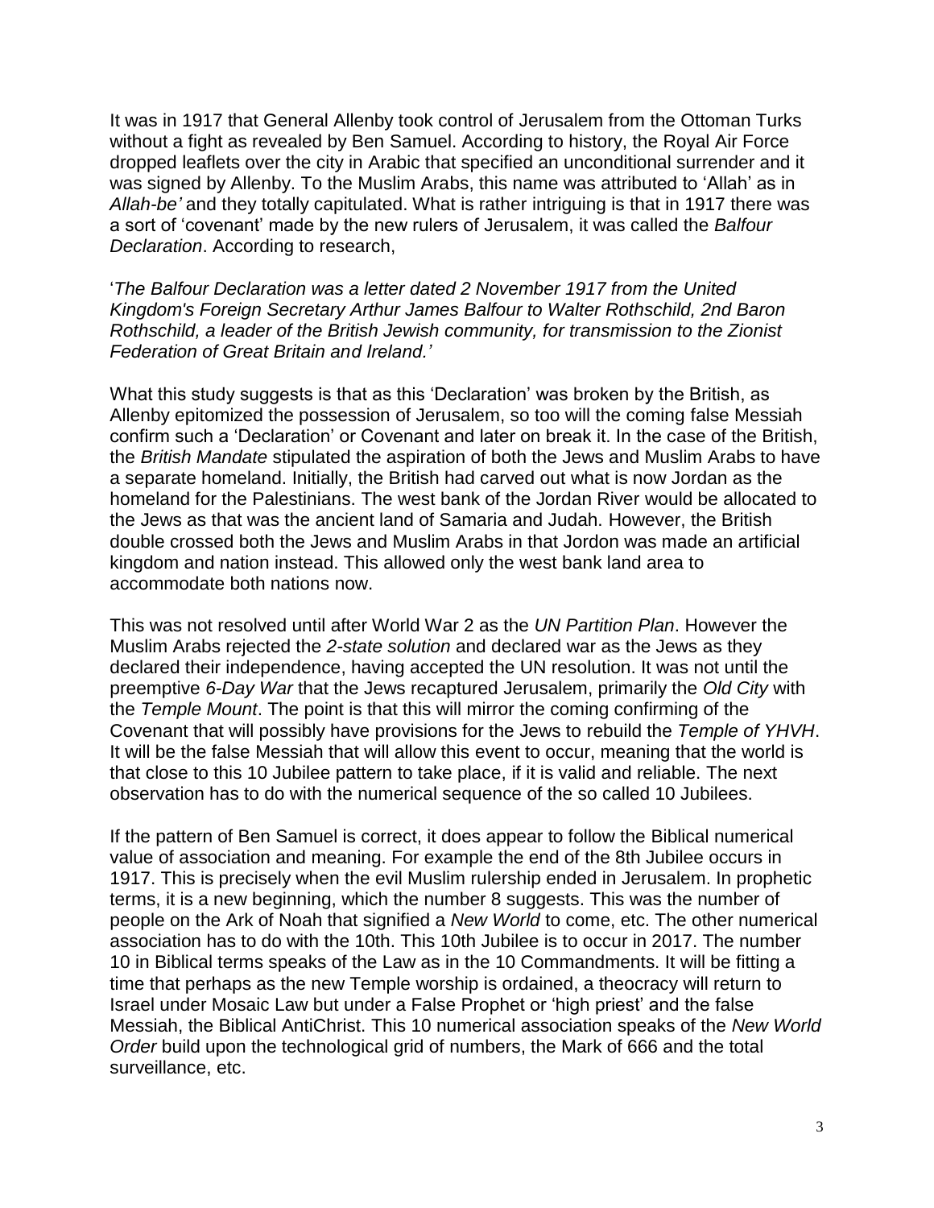It was in 1917 that General Allenby took control of Jerusalem from the Ottoman Turks without a fight as revealed by Ben Samuel. According to history, the Royal Air Force dropped leaflets over the city in Arabic that specified an unconditional surrender and it was signed by Allenby. To the Muslim Arabs, this name was attributed to 'Allah' as in *Allah-be'* and they totally capitulated. What is rather intriguing is that in 1917 there was a sort of 'covenant' made by the new rulers of Jerusalem, it was called the *Balfour Declaration*. According to research,

'*The Balfour Declaration was a letter dated 2 November 1917 from the United Kingdom's Foreign Secretary Arthur James Balfour to Walter Rothschild, 2nd Baron Rothschild, a leader of the British Jewish community, for transmission to the Zionist Federation of Great Britain and Ireland.*'

What this study suggests is that as this 'Declaration' was broken by the British, as Allenby epitomized the possession of Jerusalem, so too will the coming false Messiah confirm such a 'Declaration' or Covenant and later on break it. In the case of the British, the *British Mandate* stipulated the aspiration of both the Jews and Muslim Arabs to have a separate homeland. Initially, the British had carved out what is now Jordan as the homeland for the Palestinians. The west bank of the Jordan River would be allocated to the Jews as that was the ancient land of Samaria and Judah. However, the British double crossed both the Jews and Muslim Arabs in that Jordon was made an artificial kingdom and nation instead. This allowed only the west bank land area to accommodate both nations now.

This was not resolved until after World War 2 as the *UN Partition Plan*. However the Muslim Arabs rejected the *2-state solution* and declared war as the Jews as they declared their independence, having accepted the UN resolution. It was not until the preemptive *6-Day War* that the Jews recaptured Jerusalem, primarily the *Old City* with the *Temple Mount*. The point is that this will mirror the coming confirming of the Covenant that will possibly have provisions for the Jews to rebuild the *Temple of YHVH*. It will be the false Messiah that will allow this event to occur, meaning that the world is that close to this 10 Jubilee pattern to take place, if it is valid and reliable. The next observation has to do with the numerical sequence of the so called 10 Jubilees.

If the pattern of Ben Samuel is correct, it does appear to follow the Biblical numerical value of association and meaning. For example the end of the 8th Jubilee occurs in 1917. This is precisely when the evil Muslim rulership ended in Jerusalem. In prophetic terms, it is a new beginning, which the number 8 suggests. This was the number of people on the Ark of Noah that signified a *New World* to come, etc. The other numerical association has to do with the 10th. This 10th Jubilee is to occur in 2017. The number 10 in Biblical terms speaks of the Law as in the 10 Commandments. It will be fitting a time that perhaps as the new Temple worship is ordained, a theocracy will return to Israel under Mosaic Law but under a False Prophet or 'high priest' and the false Messiah, the Biblical AntiChrist. This 10 numerical association speaks of the *New World Order* build upon the technological grid of numbers, the Mark of 666 and the total surveillance, etc.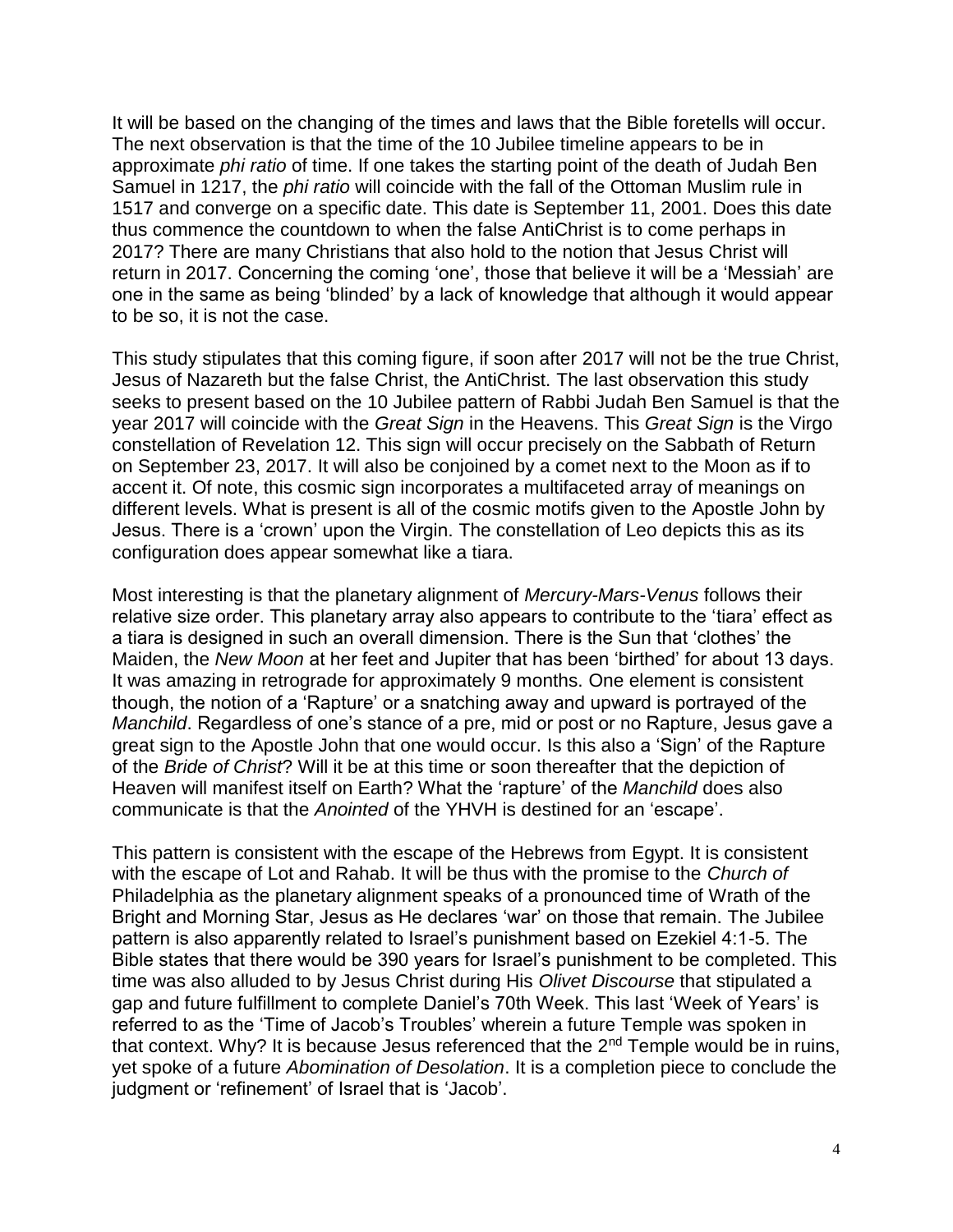It will be based on the changing of the times and laws that the Bible foretells will occur. The next observation is that the time of the 10 Jubilee timeline appears to be in approximate *phi ratio* of time. If one takes the starting point of the death of Judah Ben Samuel in 1217, the *phi ratio* will coincide with the fall of the Ottoman Muslim rule in 1517 and converge on a specific date. This date is September 11, 2001. Does this date thus commence the countdown to when the false AntiChrist is to come perhaps in 2017? There are many Christians that also hold to the notion that Jesus Christ will return in 2017. Concerning the coming 'one', those that believe it will be a 'Messiah' are one in the same as being 'blinded' by a lack of knowledge that although it would appear to be so, it is not the case.

This study stipulates that this coming figure, if soon after 2017 will not be the true Christ, Jesus of Nazareth but the false Christ, the AntiChrist. The last observation this study seeks to present based on the 10 Jubilee pattern of Rabbi Judah Ben Samuel is that the year 2017 will coincide with the *Great Sign* in the Heavens. This *Great Sign* is the Virgo constellation of Revelation 12. This sign will occur precisely on the Sabbath of Return on September 23, 2017. It will also be conjoined by a comet next to the Moon as if to accent it. Of note, this cosmic sign incorporates a multifaceted array of meanings on different levels. What is present is all of the cosmic motifs given to the Apostle John by Jesus. There is a 'crown' upon the Virgin. The constellation of Leo depicts this as its configuration does appear somewhat like a tiara.

Most interesting is that the planetary alignment of *Mercury-Mars-Venus* follows their relative size order. This planetary array also appears to contribute to the 'tiara' effect as a tiara is designed in such an overall dimension. There is the Sun that 'clothes' the Maiden, the *New Moon* at her feet and Jupiter that has been 'birthed' for about 13 days. It was amazing in retrograde for approximately 9 months. One element is consistent though, the notion of a 'Rapture' or a snatching away and upward is portrayed of the *Manchild*. Regardless of one's stance of a pre, mid or post or no Rapture, Jesus gave a great sign to the Apostle John that one would occur. Is this also a 'Sign' of the Rapture of the *Bride of Christ*? Will it be at this time or soon thereafter that the depiction of Heaven will manifest itself on Earth? What the 'rapture' of the *Manchild* does also communicate is that the *Anointed* of the YHVH is destined for an 'escape'.

This pattern is consistent with the escape of the Hebrews from Egypt. It is consistent with the escape of Lot and Rahab. It will be thus with the promise to the *Church of* Philadelphia as the planetary alignment speaks of a pronounced time of Wrath of the Bright and Morning Star, Jesus as He declares 'war' on those that remain. The Jubilee pattern is also apparently related to Israel's punishment based on Ezekiel 4:1-5. The Bible states that there would be 390 years for Israel's punishment to be completed. This time was also alluded to by Jesus Christ during His *Olivet Discourse* that stipulated a gap and future fulfillment to complete Daniel's 70th Week. This last 'Week of Years' is referred to as the 'Time of Jacob's Troubles' wherein a future Temple was spoken in that context. Why? It is because Jesus referenced that the 2nd Temple would be in ruins, yet spoke of a future *Abomination of Desolation*. It is a completion piece to conclude the judgment or 'refinement' of Israel that is 'Jacob'.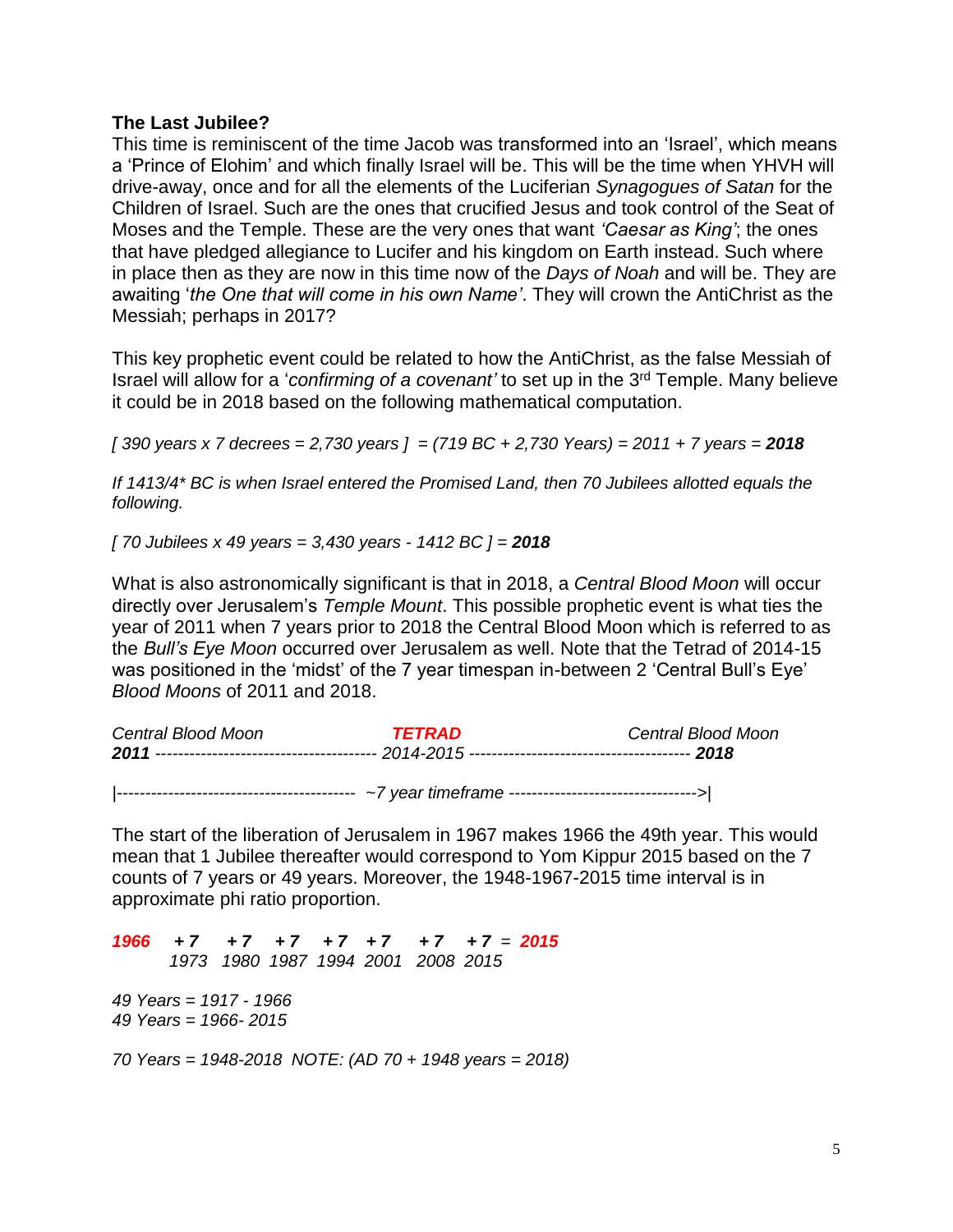**The Last Jubilee?**

This time is reminiscent of the time Jacob was transformed into an 'Israel', which means a 'Prince of Elohim' and which finally Israel will be. This will be the time when YHVH will drive-away, once and for all the elements of the Luciferian *Synagogues of Satan* for the Children of Israel. Such are the ones that crucified Jesus and took control of the Seat of Moses and the Temple. These are the very ones that want *'Caesar as King'*; the ones that have pledged allegiance to Lucifer and his kingdom on Earth instead. Such where in place then as they are now in this time now of the *Days of Noah* and will be. They are awaiting '*the One that will come in his own Name'*. They will crown the AntiChrist as the Messiah; perhaps in 2017?

This key prophetic event could be related to how the AntiChrist, as the false Messiah of Israel will allow for a '*confirming of a covenant'* to set up in the 3rd Temple. Many believe it could be in 2018 based on the following mathematical computation.

*[ 390 years x 7 decrees = 2,730 years ] = (719 BC + 2,730 Years) = 2011 + 7 years =* ***2018***

*If 1413/4* BC is when Israel entered the Promised Land, then 70 Jubilees allotted equals the following.*

*[ 70 Jubilees x 49 years = 3,430 years - 1412 BC ] =* ***2018***

What is also astronomically significant is that in 2018, a *Central Blood Moon* will occur directly over Jerusalem's *Temple Mount*. This possible prophetic event is what ties the year of 2011 when 7 years prior to 2018 the Central Blood Moon which is referred to as the *Bull's Eye Moon* occurred over Jerusalem as well. Note that the Tetrad of 2014-15 was positioned in the 'midst' of the 7 year timespan in-between 2 'Central Bull's Eye' *Blood Moons* of 2011 and 2018.

*Central Blood Moon* *__TETRAD__* *Central Blood Moon*
***2011*** *-------------------------------------- 2014-2015 --------------------------------------* ***2018***

|----------------------------------------- *~7 year timeframe* --------------------------------->|

The start of the liberation of Jerusalem in 1967 makes 1966 the 49th year. This would mean that 1 Jubilee thereafter would correspond to Yom Kippur 2015 based on the 7 counts of 7 years or 49 years. Moreover, the 1948-1967-2015 time interval is in approximate phi ratio proportion.

***1966*** ***+ 7*** ***+ 7*** ***+ 7*** ***+ 7*** ***+ 7*** ***+ 7*** ***+ 7*** *=* ***2015***
*1973 1980 1987 1994 2001 2008 2015*

*49 Years = 1917 - 1966*
*49 Years = 1966- 2015*

*70 Years = 1948-2018 NOTE: (AD 70 + 1948 years = 2018)*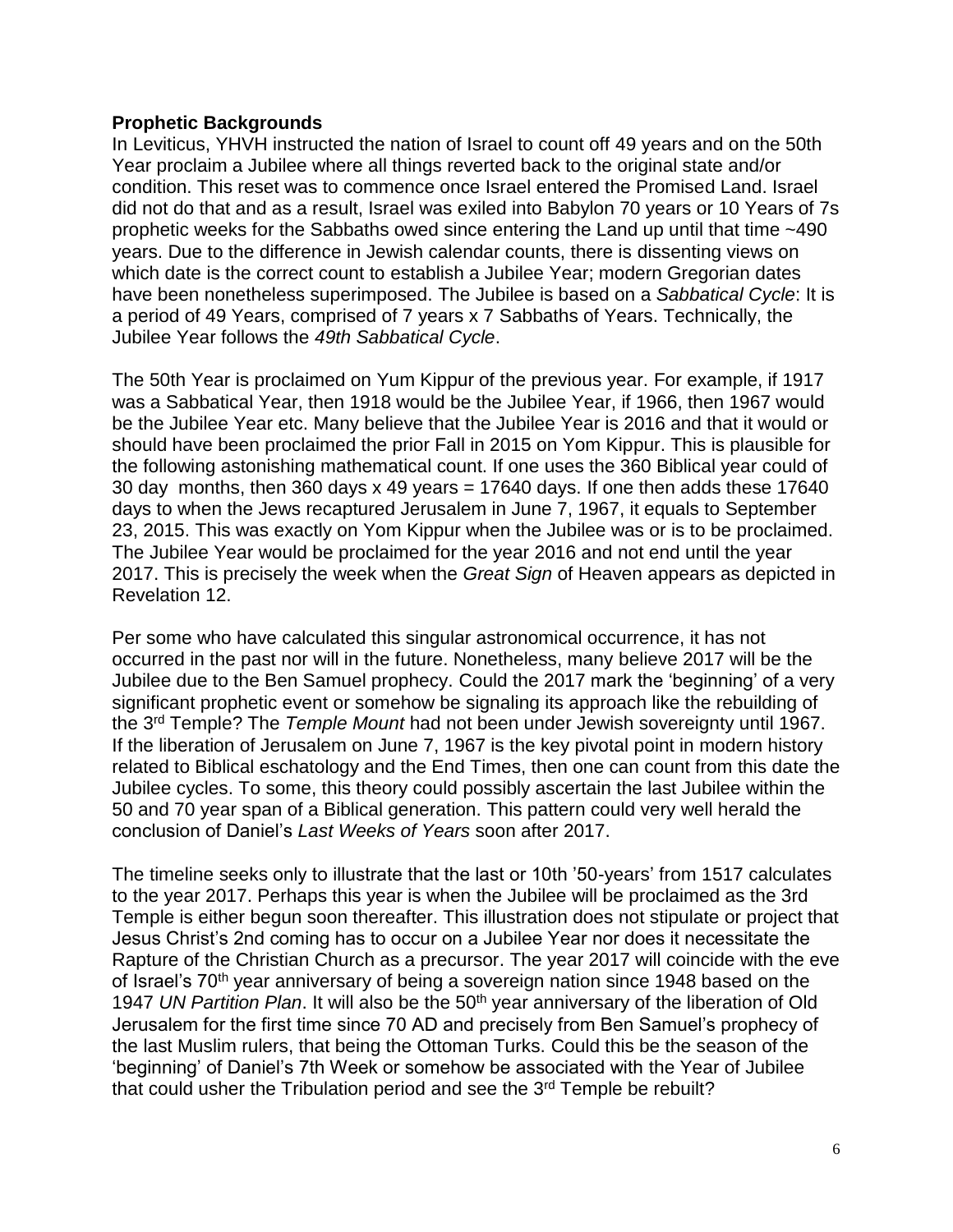**Prophetic Backgrounds**

In Leviticus, YHVH instructed the nation of Israel to count off 49 years and on the 50th Year proclaim a Jubilee where all things reverted back to the original state and/or condition. This reset was to commence once Israel entered the Promised Land. Israel did not do that and as a result, Israel was exiled into Babylon 70 years or 10 Years of 7s prophetic weeks for the Sabbaths owed since entering the Land up until that time ~490 years. Due to the difference in Jewish calendar counts, there is dissenting views on which date is the correct count to establish a Jubilee Year; modern Gregorian dates have been nonetheless superimposed. The Jubilee is based on a *Sabbatical Cycle*: It is a period of 49 Years, comprised of 7 years x 7 Sabbaths of Years. Technically, the Jubilee Year follows the *49th Sabbatical Cycle*.

The 50th Year is proclaimed on Yum Kippur of the previous year. For example, if 1917 was a Sabbatical Year, then 1918 would be the Jubilee Year, if 1966, then 1967 would be the Jubilee Year etc. Many believe that the Jubilee Year is 2016 and that it would or should have been proclaimed the prior Fall in 2015 on Yom Kippur. This is plausible for the following astonishing mathematical count. If one uses the 360 Biblical year could of 30 day months, then 360 days x 49 years = 17640 days. If one then adds these 17640 days to when the Jews recaptured Jerusalem in June 7, 1967, it equals to September 23, 2015. This was exactly on Yom Kippur when the Jubilee was or is to be proclaimed. The Jubilee Year would be proclaimed for the year 2016 and not end until the year 2017. This is precisely the week when the *Great Sign* of Heaven appears as depicted in Revelation 12.

Per some who have calculated this singular astronomical occurrence, it has not occurred in the past nor will in the future. Nonetheless, many believe 2017 will be the Jubilee due to the Ben Samuel prophecy. Could the 2017 mark the 'beginning' of a very significant prophetic event or somehow be signaling its approach like the rebuilding of the 3rd Temple? The *Temple Mount* had not been under Jewish sovereignty until 1967. If the liberation of Jerusalem on June 7, 1967 is the key pivotal point in modern history related to Biblical eschatology and the End Times, then one can count from this date the Jubilee cycles. To some, this theory could possibly ascertain the last Jubilee within the 50 and 70 year span of a Biblical generation. This pattern could very well herald the conclusion of Daniel's *Last Weeks of Years* soon after 2017.

The timeline seeks only to illustrate that the last or 10th '50-years' from 1517 calculates to the year 2017. Perhaps this year is when the Jubilee will be proclaimed as the 3rd Temple is either begun soon thereafter. This illustration does not stipulate or project that Jesus Christ's 2nd coming has to occur on a Jubilee Year nor does it necessitate the Rapture of the Christian Church as a precursor. The year 2017 will coincide with the eve of Israel's 70th year anniversary of being a sovereign nation since 1948 based on the 1947 *UN Partition Plan*. It will also be the 50th year anniversary of the liberation of Old Jerusalem for the first time since 70 AD and precisely from Ben Samuel's prophecy of the last Muslim rulers, that being the Ottoman Turks. Could this be the season of the 'beginning' of Daniel's 7th Week or somehow be associated with the Year of Jubilee that could usher the Tribulation period and see the 3rd Temple be rebuilt?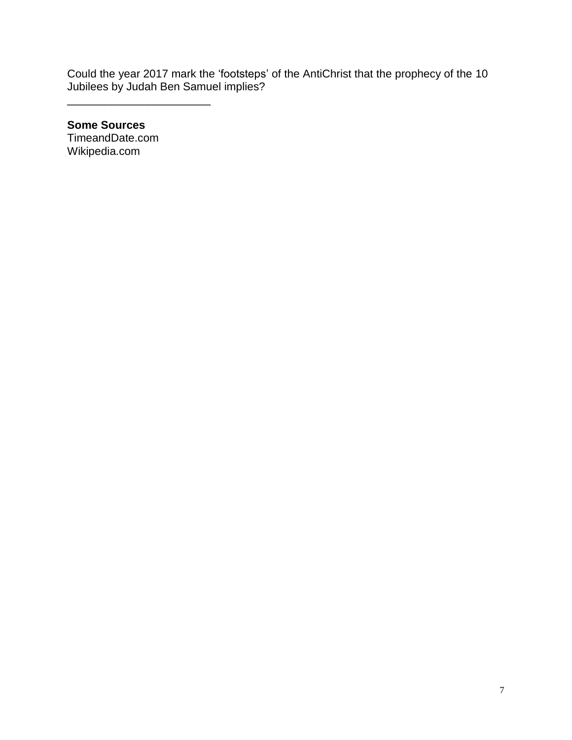Could the year 2017 mark the 'footsteps' of the AntiChrist that the prophecy of the 10 Jubilees by Judah Ben Samuel implies?

---

**Some Sources**
TimeandDate.com
Wikipedia.com